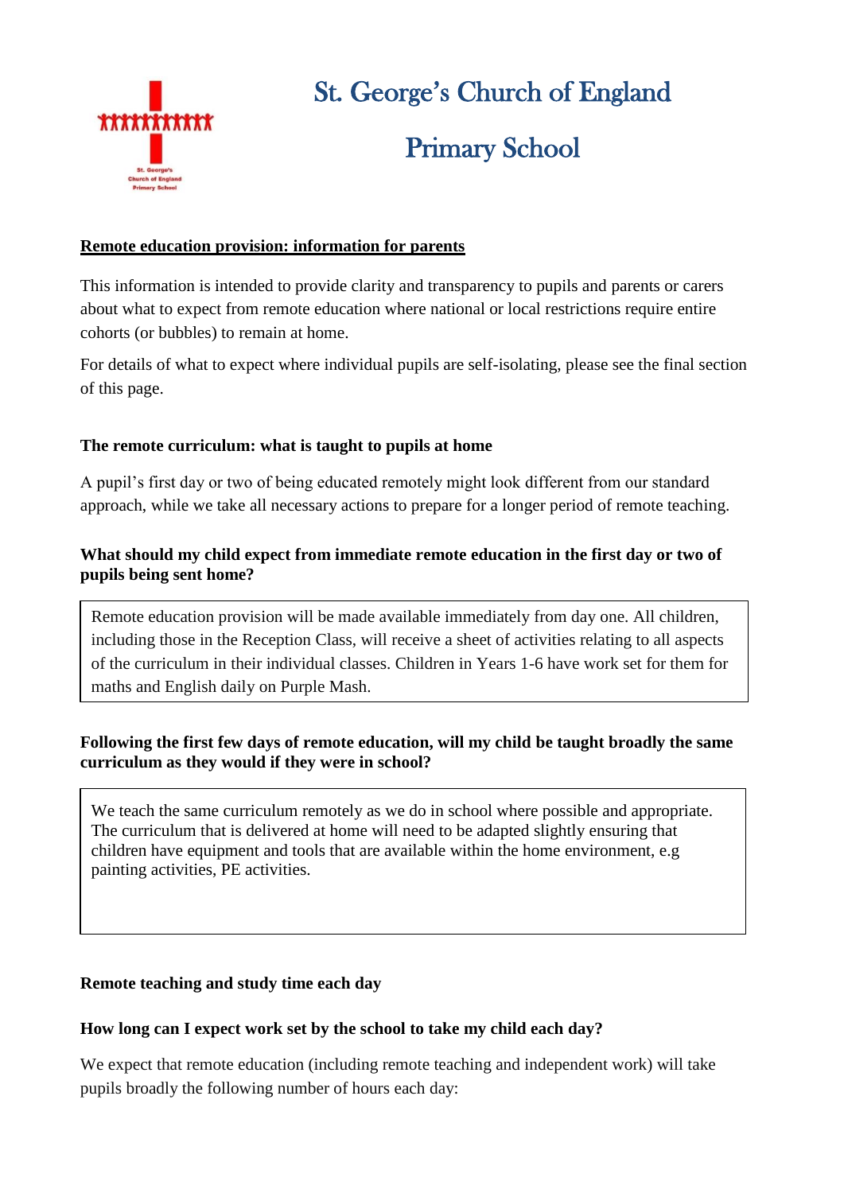# St. George's Church of England Primary School

**Remote education provision: information for parents**

This information is intended to provide clarity and transparency to pupils and parents or carers about what to expect from remote education where national or local restrictions require entire cohorts (or bubbles) to remain at home.

For details of what to expect where individual pupils are self-isolating, please see the final section of this page.

### The remote curriculum: what is taught to pupils at home

A pupil's first day or two of being educated remotely might look different from our standard approach, while we take all necessary actions to prepare for a longer period of remote teaching.

#### What should my child expect from immediate remote education in the first day or two of pupils being sent home?

Remote education provision will be made available immediately from day one. All children, including those in the Reception Class, will receive a sheet of activities relating to all aspects of the curriculum in their individual classes. Children in Years 1-6 have work set for them for maths and English daily on Purple Mash.

#### Following the first few days of remote education, will my child be taught broadly the same curriculum as they would if they were in school?

We teach the same curriculum remotely as we do in school where possible and appropriate. The curriculum that is delivered at home will need to be adapted slightly ensuring that children have equipment and tools that are available within the home environment, e.g painting activities, PE activities.

### Remote teaching and study time each day

#### How long can I expect work set by the school to take my child each day?

We expect that remote education (including remote teaching and independent work) will take pupils broadly the following number of hours each day: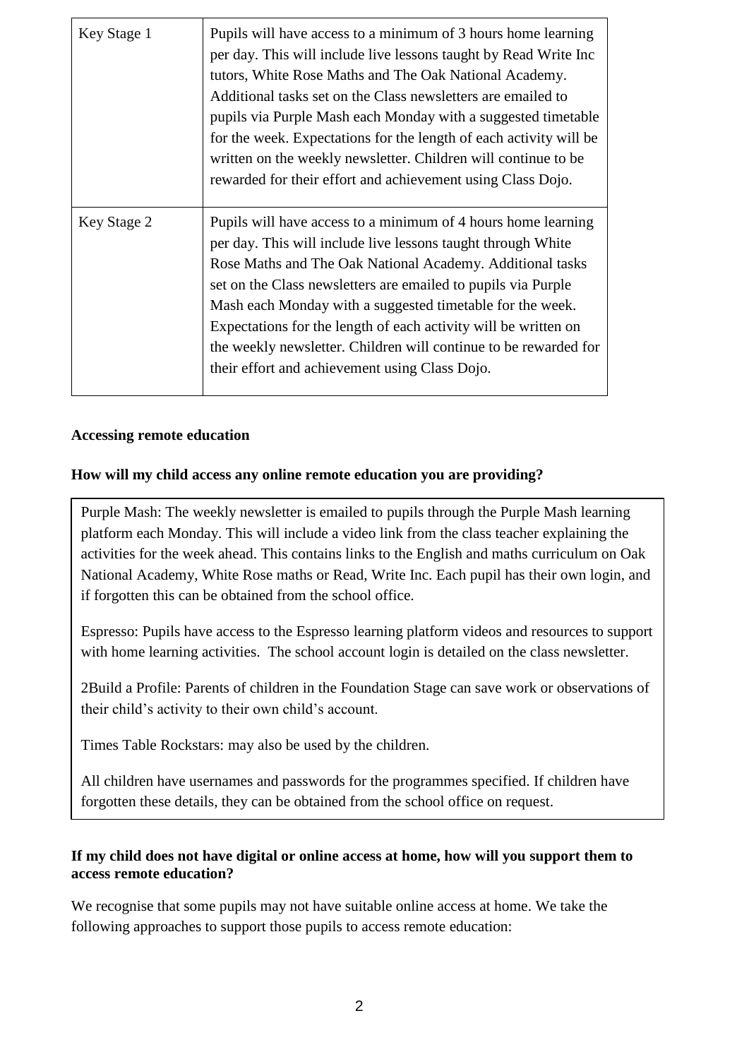| Key Stage 1 | Pupils will have access to a minimum of 3 hours home learning per day. This will include live lessons taught by Read Write Inc tutors, White Rose Maths and The Oak National Academy. Additional tasks set on the Class newsletters are emailed to pupils via Purple Mash each Monday with a suggested timetable for the week. Expectations for the length of each activity will be written on the weekly newsletter. Children will continue to be rewarded for their effort and achievement using Class Dojo. |
|---|---|
| Key Stage 2 | Pupils will have access to a minimum of 4 hours home learning per day. This will include live lessons taught through White Rose Maths and The Oak National Academy. Additional tasks set on the Class newsletters are emailed to pupils via Purple Mash each Monday with a suggested timetable for the week. Expectations for the length of each activity will be written on the weekly newsletter. Children will continue to be rewarded for their effort and achievement using Class Dojo. |

**Accessing remote education**

**How will my child access any online remote education you are providing?**

Purple Mash: The weekly newsletter is emailed to pupils through the Purple Mash learning platform each Monday. This will include a video link from the class teacher explaining the activities for the week ahead. This contains links to the English and maths curriculum on Oak National Academy, White Rose maths or Read, Write Inc. Each pupil has their own login, and if forgotten this can be obtained from the school office.

Espresso: Pupils have access to the Espresso learning platform videos and resources to support with home learning activities. The school account login is detailed on the class newsletter.

2Build a Profile: Parents of children in the Foundation Stage can save work or observations of their child's activity to their own child's account.

Times Table Rockstars: may also be used by the children.

All children have usernames and passwords for the programmes specified. If children have forgotten these details, they can be obtained from the school office on request.

**If my child does not have digital or online access at home, how will you support them to access remote education?**

We recognise that some pupils may not have suitable online access at home. We take the following approaches to support those pupils to access remote education: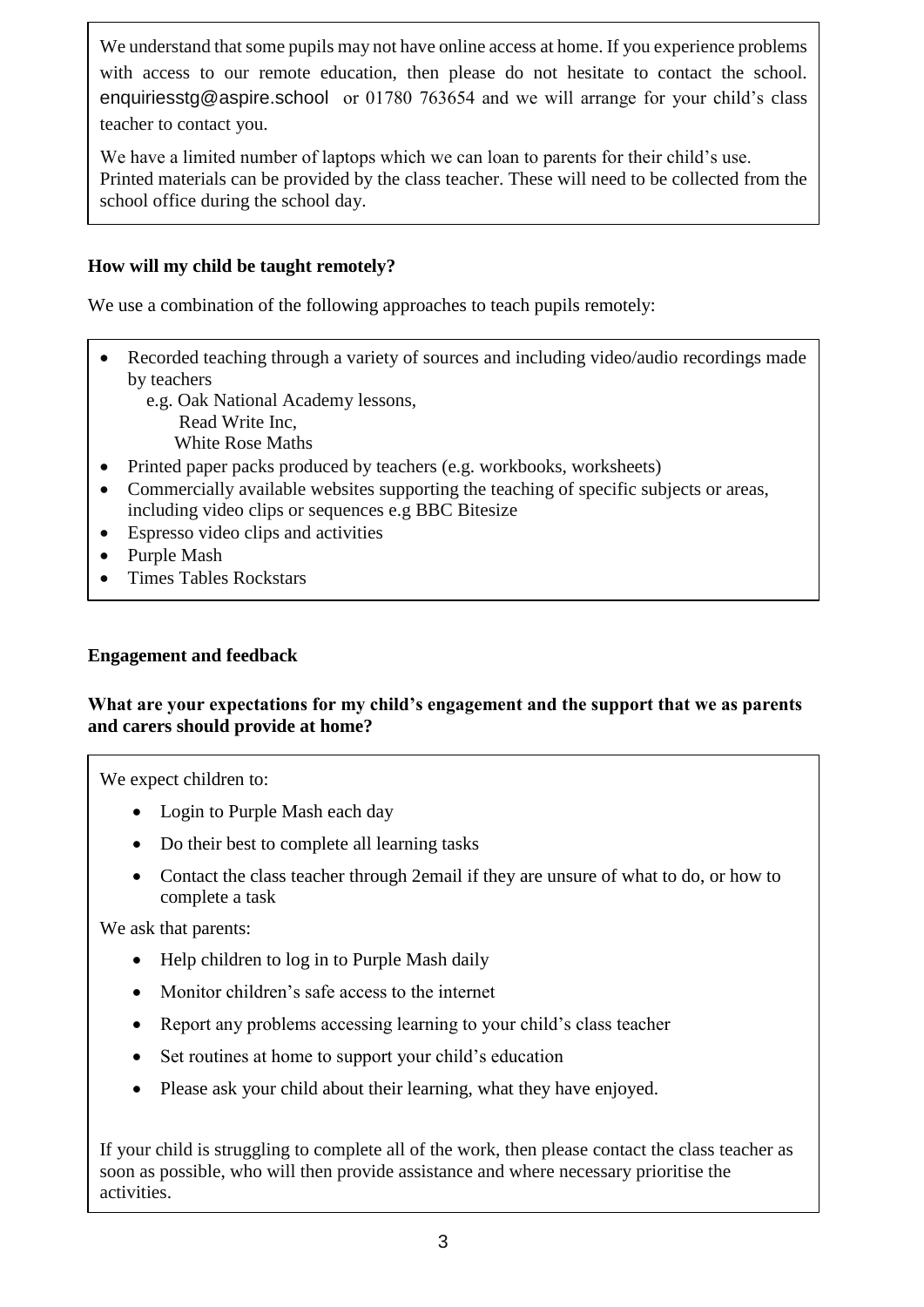We understand that some pupils may not have online access at home. If you experience problems with access to our remote education, then please do not hesitate to contact the school. enquiriesstg@aspire.school or 01780 763654 and we will arrange for your child's class teacher to contact you.

We have a limited number of laptops which we can loan to parents for their child's use. Printed materials can be provided by the class teacher. These will need to be collected from the school office during the school day.

**How will my child be taught remotely?**

We use a combination of the following approaches to teach pupils remotely:

- Recorded teaching through a variety of sources and including video/audio recordings made by teachers
  e.g. Oak National Academy lessons,
  Read Write Inc,
  White Rose Maths
- Printed paper packs produced by teachers (e.g. workbooks, worksheets)
- Commercially available websites supporting the teaching of specific subjects or areas, including video clips or sequences e.g BBC Bitesize
- Espresso video clips and activities
- Purple Mash
- Times Tables Rockstars

**Engagement and feedback**

**What are your expectations for my child's engagement and the support that we as parents and carers should provide at home?**

We expect children to:

- Login to Purple Mash each day
- Do their best to complete all learning tasks
- Contact the class teacher through 2email if they are unsure of what to do, or how to complete a task

We ask that parents:

- Help children to log in to Purple Mash daily
- Monitor children's safe access to the internet
- Report any problems accessing learning to your child's class teacher
- Set routines at home to support your child's education
- Please ask your child about their learning, what they have enjoyed.

If your child is struggling to complete all of the work, then please contact the class teacher as soon as possible, who will then provide assistance and where necessary prioritise the activities.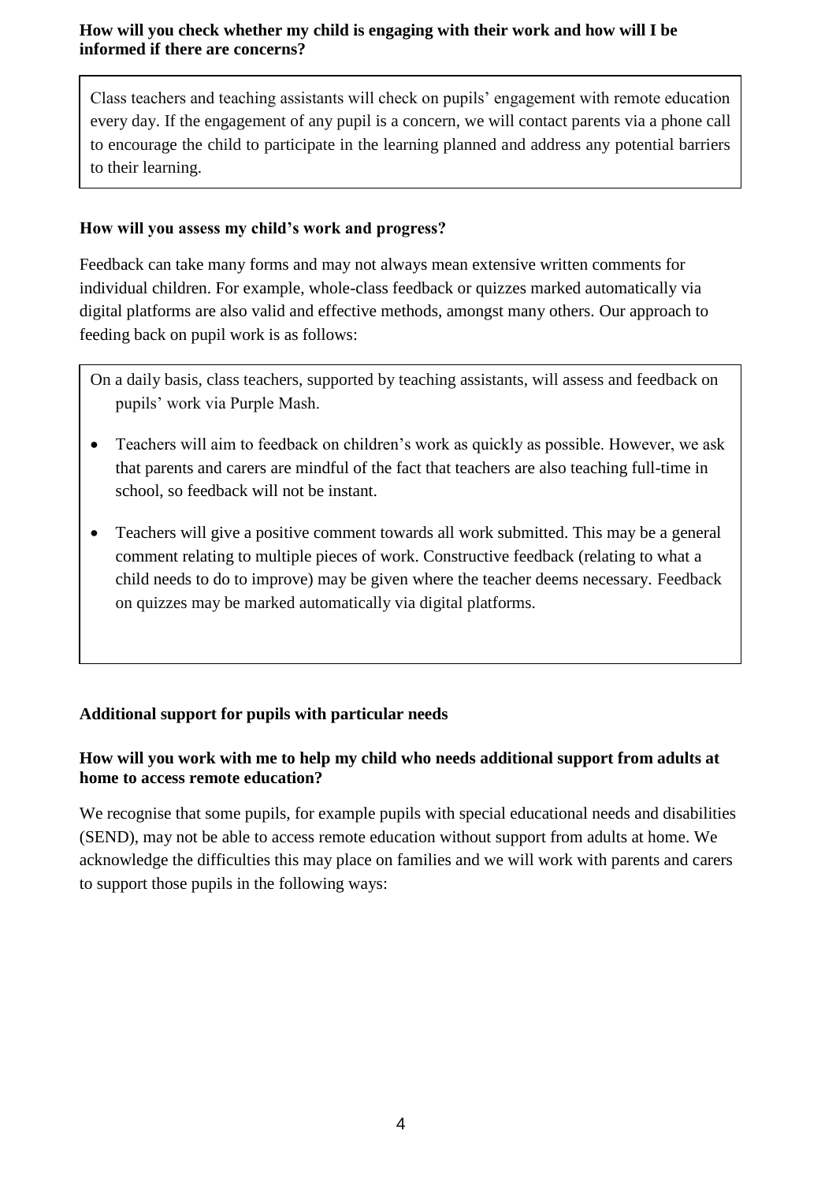**How will you check whether my child is engaging with their work and how will I be informed if there are concerns?**

Class teachers and teaching assistants will check on pupils' engagement with remote education every day. If the engagement of any pupil is a concern, we will contact parents via a phone call to encourage the child to participate in the learning planned and address any potential barriers to their learning.

**How will you assess my child's work and progress?**

Feedback can take many forms and may not always mean extensive written comments for individual children. For example, whole-class feedback or quizzes marked automatically via digital platforms are also valid and effective methods, amongst many others. Our approach to feeding back on pupil work is as follows:

On a daily basis, class teachers, supported by teaching assistants, will assess and feedback on pupils' work via Purple Mash.

- Teachers will aim to feedback on children's work as quickly as possible. However, we ask that parents and carers are mindful of the fact that teachers are also teaching full-time in school, so feedback will not be instant.
- Teachers will give a positive comment towards all work submitted. This may be a general comment relating to multiple pieces of work. Constructive feedback (relating to what a child needs to do to improve) may be given where the teacher deems necessary. Feedback on quizzes may be marked automatically via digital platforms.

**Additional support for pupils with particular needs**

**How will you work with me to help my child who needs additional support from adults at home to access remote education?**

We recognise that some pupils, for example pupils with special educational needs and disabilities (SEND), may not be able to access remote education without support from adults at home. We acknowledge the difficulties this may place on families and we will work with parents and carers to support those pupils in the following ways: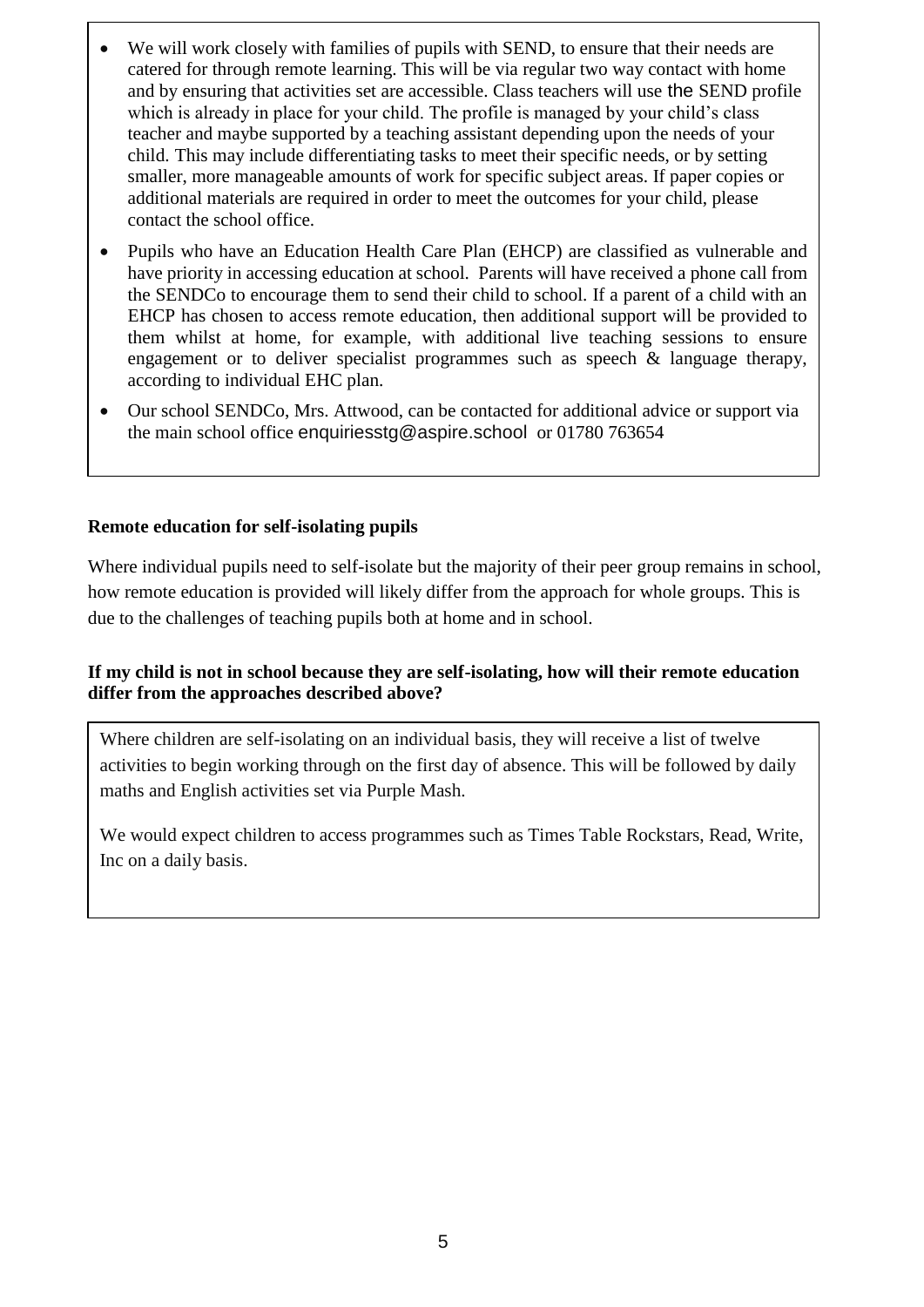- We will work closely with families of pupils with SEND, to ensure that their needs are catered for through remote learning. This will be via regular two way contact with home and by ensuring that activities set are accessible. Class teachers will use the SEND profile which is already in place for your child. The profile is managed by your child's class teacher and maybe supported by a teaching assistant depending upon the needs of your child. This may include differentiating tasks to meet their specific needs, or by setting smaller, more manageable amounts of work for specific subject areas. If paper copies or additional materials are required in order to meet the outcomes for your child, please contact the school office.
- Pupils who have an Education Health Care Plan (EHCP) are classified as vulnerable and have priority in accessing education at school. Parents will have received a phone call from the SENDCo to encourage them to send their child to school. If a parent of a child with an EHCP has chosen to access remote education, then additional support will be provided to them whilst at home, for example, with additional live teaching sessions to ensure engagement or to deliver specialist programmes such as speech & language therapy, according to individual EHC plan.
- Our school SENDCo, Mrs. Attwood, can be contacted for additional advice or support via the main school office enquiriesstg@aspire.school or 01780 763654

**Remote education for self-isolating pupils**

Where individual pupils need to self-isolate but the majority of their peer group remains in school, how remote education is provided will likely differ from the approach for whole groups. This is due to the challenges of teaching pupils both at home and in school.

**If my child is not in school because they are self-isolating, how will their remote education differ from the approaches described above?**

Where children are self-isolating on an individual basis, they will receive a list of twelve activities to begin working through on the first day of absence. This will be followed by daily maths and English activities set via Purple Mash.

We would expect children to access programmes such as Times Table Rockstars, Read, Write, Inc on a daily basis.